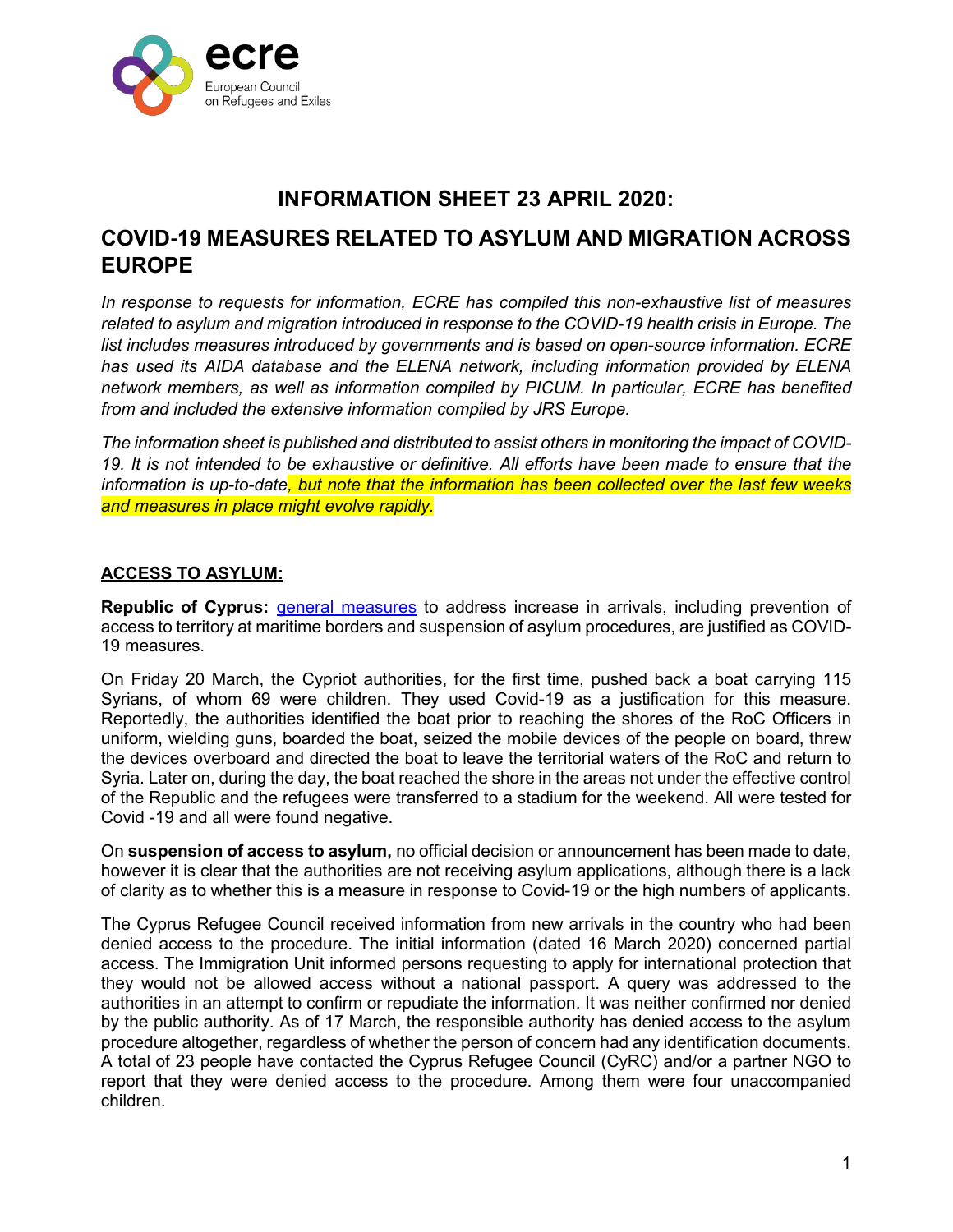ecre
European Council
on Refugees and Exiles

# INFORMATION SHEET 23 APRIL 2020:

## COVID-19 MEASURES RELATED TO ASYLUM AND MIGRATION ACROSS EUROPE

*In response to requests for information, ECRE has compiled this non-exhaustive list of measures related to asylum and migration introduced in response to the COVID-19 health crisis in Europe. The list includes measures introduced by governments and is based on open-source information. ECRE has used its AIDA database and the ELENA network, including information provided by ELENA network members, as well as information compiled by PICUM. In particular, ECRE has benefited from and included the extensive information compiled by JRS Europe.*

*The information sheet is published and distributed to assist others in monitoring the impact of COVID-19. It is not intended to be exhaustive or definitive. All efforts have been made to ensure that the information is up-to-date, but note that the information has been collected over the last few weeks and measures in place might evolve rapidly.*

### ACCESS TO ASYLUM:

**Republic of Cyprus:** general measures to address increase in arrivals, including prevention of access to territory at maritime borders and suspension of asylum procedures, are justified as COVID-19 measures.

On Friday 20 March, the Cypriot authorities, for the first time, pushed back a boat carrying 115 Syrians, of whom 69 were children. They used Covid-19 as a justification for this measure. Reportedly, the authorities identified the boat prior to reaching the shores of the RoC Officers in uniform, wielding guns, boarded the boat, seized the mobile devices of the people on board, threw the devices overboard and directed the boat to leave the territorial waters of the RoC and return to Syria. Later on, during the day, the boat reached the shore in the areas not under the effective control of the Republic and the refugees were transferred to a stadium for the weekend. All were tested for Covid -19 and all were found negative.

On **suspension of access to asylum,** no official decision or announcement has been made to date, however it is clear that the authorities are not receiving asylum applications, although there is a lack of clarity as to whether this is a measure in response to Covid-19 or the high numbers of applicants.

The Cyprus Refugee Council received information from new arrivals in the country who had been denied access to the procedure. The initial information (dated 16 March 2020) concerned partial access. The Immigration Unit informed persons requesting to apply for international protection that they would not be allowed access without a national passport. A query was addressed to the authorities in an attempt to confirm or repudiate the information. It was neither confirmed nor denied by the public authority. As of 17 March, the responsible authority has denied access to the asylum procedure altogether, regardless of whether the person of concern had any identification documents. A total of 23 people have contacted the Cyprus Refugee Council (CyRC) and/or a partner NGO to report that they were denied access to the procedure. Among them were four unaccompanied children.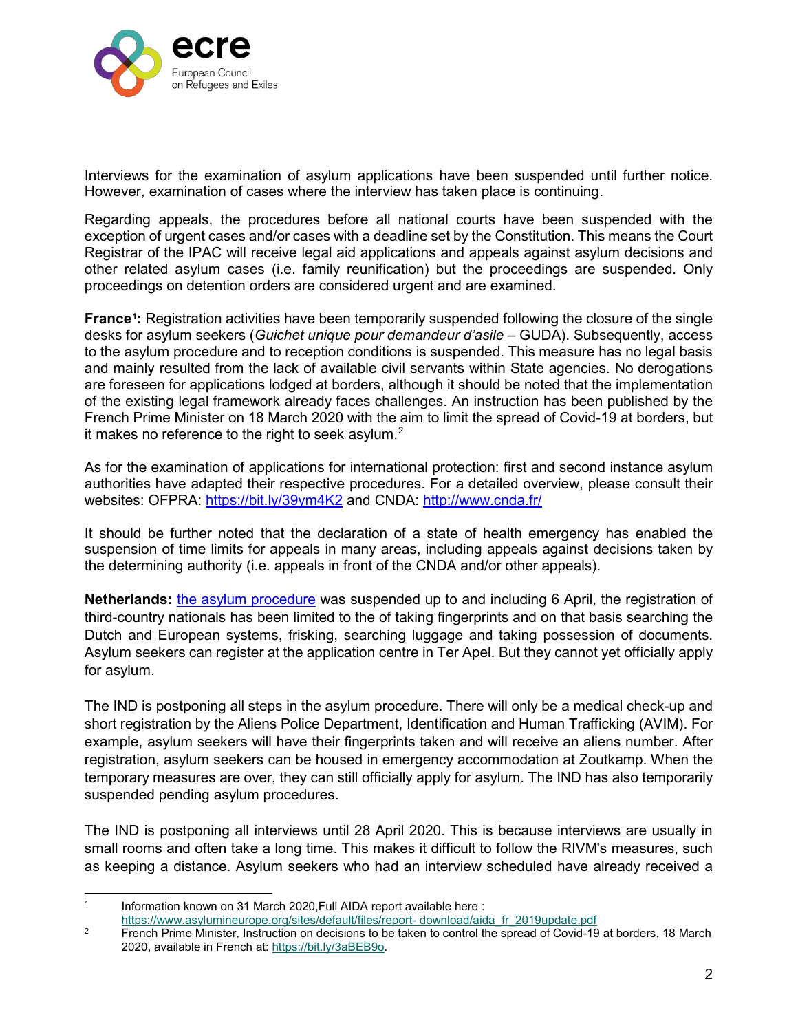Interviews for the examination of asylum applications have been suspended until further notice. However, examination of cases where the interview has taken place is continuing.

Regarding appeals, the procedures before all national courts have been suspended with the exception of urgent cases and/or cases with a deadline set by the Constitution. This means the Court Registrar of the IPAC will receive legal aid applications and appeals against asylum decisions and other related asylum cases (i.e. family reunification) but the proceedings are suspended. Only proceedings on detention orders are considered urgent and are examined.

**France[1]:** Registration activities have been temporarily suspended following the closure of the single desks for asylum seekers (*Guichet unique pour demandeur d'asile* – GUDA). Subsequently, access to the asylum procedure and to reception conditions is suspended. This measure has no legal basis and mainly resulted from the lack of available civil servants within State agencies. No derogations are foreseen for applications lodged at borders, although it should be noted that the implementation of the existing legal framework already faces challenges. An instruction has been published by the French Prime Minister on 18 March 2020 with the aim to limit the spread of Covid-19 at borders, but it makes no reference to the right to seek asylum.[2]

As for the examination of applications for international protection: first and second instance asylum authorities have adapted their respective procedures. For a detailed overview, please consult their websites: OFPRA: https://bit.ly/39ym4K2 and CNDA: http://www.cnda.fr/

It should be further noted that the declaration of a state of health emergency has enabled the suspension of time limits for appeals in many areas, including appeals against decisions taken by the determining authority (i.e. appeals in front of the CNDA and/or other appeals).

**Netherlands:** the asylum procedure was suspended up to and including 6 April, the registration of third-country nationals has been limited to the of taking fingerprints and on that basis searching the Dutch and European systems, frisking, searching luggage and taking possession of documents. Asylum seekers can register at the application centre in Ter Apel. But they cannot yet officially apply for asylum.

The IND is postponing all steps in the asylum procedure. There will only be a medical check-up and short registration by the Aliens Police Department, Identification and Human Trafficking (AVIM). For example, asylum seekers will have their fingerprints taken and will receive an aliens number. After registration, asylum seekers can be housed in emergency accommodation at Zoutkamp. When the temporary measures are over, they can still officially apply for asylum. The IND has also temporarily suspended pending asylum procedures.

The IND is postponing all interviews until 28 April 2020. This is because interviews are usually in small rooms and often take a long time. This makes it difficult to follow the RIVM's measures, such as keeping a distance. Asylum seekers who had an interview scheduled have already received a

---

[1] Information known on 31 March 2020,Full AIDA report available here : https://www.asylumineurope.org/sites/default/files/report- download/aida_fr_2019update.pdf

[2] French Prime Minister, Instruction on decisions to be taken to control the spread of Covid-19 at borders, 18 March 2020, available in French at: https://bit.ly/3aBEB9o.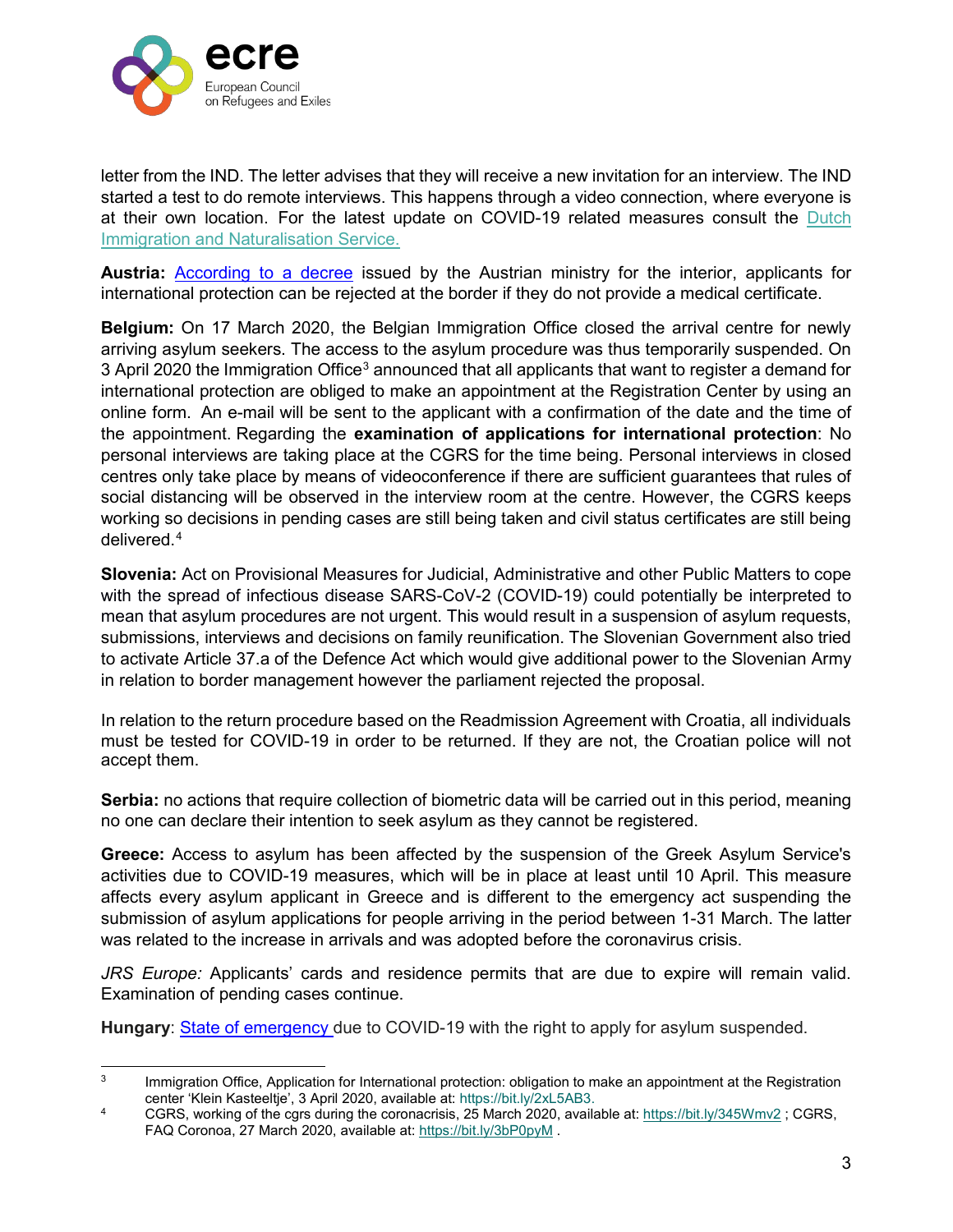letter from the IND. The letter advises that they will receive a new invitation for an interview. The IND started a test to do remote interviews. This happens through a video connection, where everyone is at their own location. For the latest update on COVID-19 related measures consult the Dutch Immigration and Naturalisation Service.

**Austria:** According to a decree issued by the Austrian ministry for the interior, applicants for international protection can be rejected at the border if they do not provide a medical certificate.

**Belgium:** On 17 March 2020, the Belgian Immigration Office closed the arrival centre for newly arriving asylum seekers. The access to the asylum procedure was thus temporarily suspended. On 3 April 2020 the Immigration Office[3] announced that all applicants that want to register a demand for international protection are obliged to make an appointment at the Registration Center by using an online form. An e-mail will be sent to the applicant with a confirmation of the date and the time of the appointment. Regarding the **examination of applications for international protection**: No personal interviews are taking place at the CGRS for the time being. Personal interviews in closed centres only take place by means of videoconference if there are sufficient guarantees that rules of social distancing will be observed in the interview room at the centre. However, the CGRS keeps working so decisions in pending cases are still being taken and civil status certificates are still being delivered.[4]

**Slovenia:** Act on Provisional Measures for Judicial, Administrative and other Public Matters to cope with the spread of infectious disease SARS-CoV-2 (COVID-19) could potentially be interpreted to mean that asylum procedures are not urgent. This would result in a suspension of asylum requests, submissions, interviews and decisions on family reunification. The Slovenian Government also tried to activate Article 37.a of the Defence Act which would give additional power to the Slovenian Army in relation to border management however the parliament rejected the proposal.

In relation to the return procedure based on the Readmission Agreement with Croatia, all individuals must be tested for COVID-19 in order to be returned. If they are not, the Croatian police will not accept them.

**Serbia:** no actions that require collection of biometric data will be carried out in this period, meaning no one can declare their intention to seek asylum as they cannot be registered.

**Greece:** Access to asylum has been affected by the suspension of the Greek Asylum Service's activities due to COVID-19 measures, which will be in place at least until 10 April. This measure affects every asylum applicant in Greece and is different to the emergency act suspending the submission of asylum applications for people arriving in the period between 1-31 March. The latter was related to the increase in arrivals and was adopted before the coronavirus crisis.

*JRS Europe:* Applicants' cards and residence permits that are due to expire will remain valid. Examination of pending cases continue.

**Hungary**: State of emergency due to COVID-19 with the right to apply for asylum suspended.

---

[3] Immigration Office, Application for International protection: obligation to make an appointment at the Registration center 'Klein Kasteeltje', 3 April 2020, available at: https://bit.ly/2xL5AB3.

[4] CGRS, working of the cgrs during the coronacrisis, 25 March 2020, available at: https://bit.ly/345Wmv2 ; CGRS, FAQ Coronoa, 27 March 2020, available at: https://bit.ly/3bP0pyM .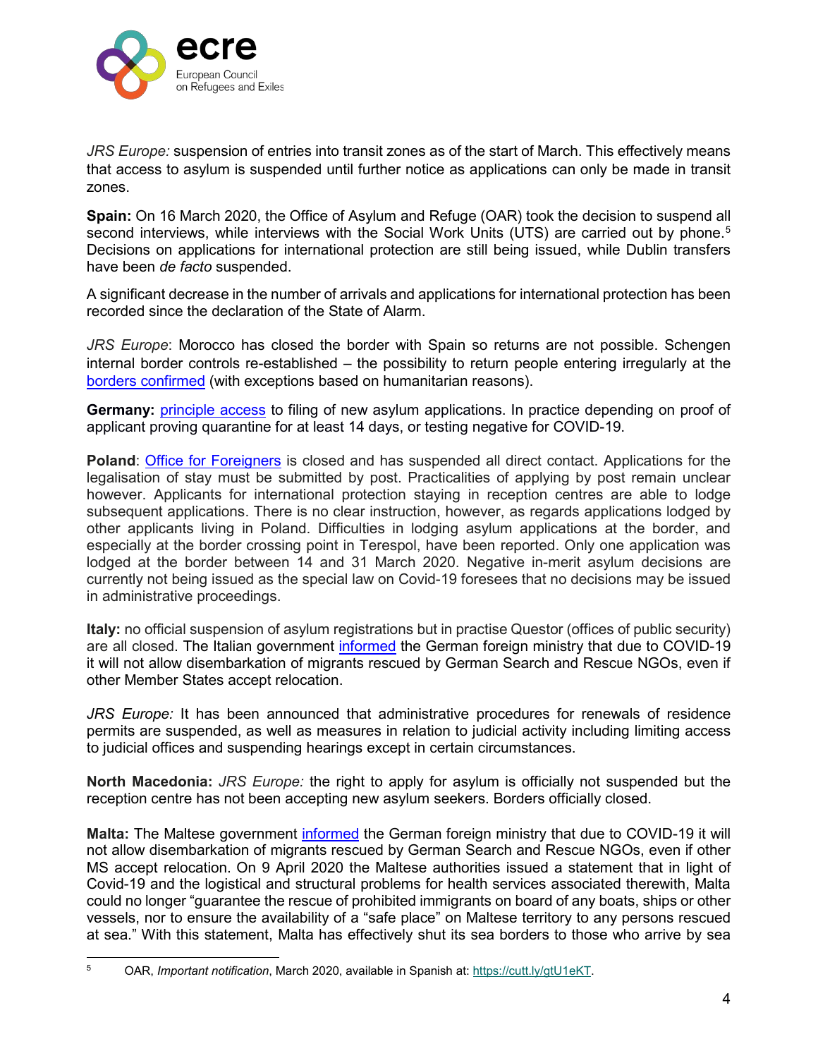*JRS Europe:* suspension of entries into transit zones as of the start of March. This effectively means that access to asylum is suspended until further notice as applications can only be made in transit zones.

**Spain:** On 16 March 2020, the Office of Asylum and Refuge (OAR) took the decision to suspend all second interviews, while interviews with the Social Work Units (UTS) are carried out by phone.[5] Decisions on applications for international protection are still being issued, while Dublin transfers have been *de facto* suspended.

A significant decrease in the number of arrivals and applications for international protection has been recorded since the declaration of the State of Alarm.

*JRS Europe*: Morocco has closed the border with Spain so returns are not possible. Schengen internal border controls re-established – the possibility to return people entering irregularly at the borders confirmed (with exceptions based on humanitarian reasons).

**Germany:** principle access to filing of new asylum applications. In practice depending on proof of applicant proving quarantine for at least 14 days, or testing negative for COVID-19.

**Poland**: Office for Foreigners is closed and has suspended all direct contact. Applications for the legalisation of stay must be submitted by post. Practicalities of applying by post remain unclear however. Applicants for international protection staying in reception centres are able to lodge subsequent applications. There is no clear instruction, however, as regards applications lodged by other applicants living in Poland. Difficulties in lodging asylum applications at the border, and especially at the border crossing point in Terespol, have been reported. Only one application was lodged at the border between 14 and 31 March 2020. Negative in-merit asylum decisions are currently not being issued as the special law on Covid-19 foresees that no decisions may be issued in administrative proceedings.

**Italy:** no official suspension of asylum registrations but in practise Questor (offices of public security) are all closed. The Italian government informed the German foreign ministry that due to COVID-19 it will not allow disembarkation of migrants rescued by German Search and Rescue NGOs, even if other Member States accept relocation.

*JRS Europe:* It has been announced that administrative procedures for renewals of residence permits are suspended, as well as measures in relation to judicial activity including limiting access to judicial offices and suspending hearings except in certain circumstances.

**North Macedonia:** *JRS Europe:* the right to apply for asylum is officially not suspended but the reception centre has not been accepting new asylum seekers. Borders officially closed.

**Malta:** The Maltese government informed the German foreign ministry that due to COVID-19 it will not allow disembarkation of migrants rescued by German Search and Rescue NGOs, even if other MS accept relocation. On 9 April 2020 the Maltese authorities issued a statement that in light of Covid-19 and the logistical and structural problems for health services associated therewith, Malta could no longer "guarantee the rescue of prohibited immigrants on board of any boats, ships or other vessels, nor to ensure the availability of a "safe place" on Maltese territory to any persons rescued at sea." With this statement, Malta has effectively shut its sea borders to those who arrive by sea

---

[5] OAR, *Important notification*, March 2020, available in Spanish at: https://cutt.ly/gtU1eKT.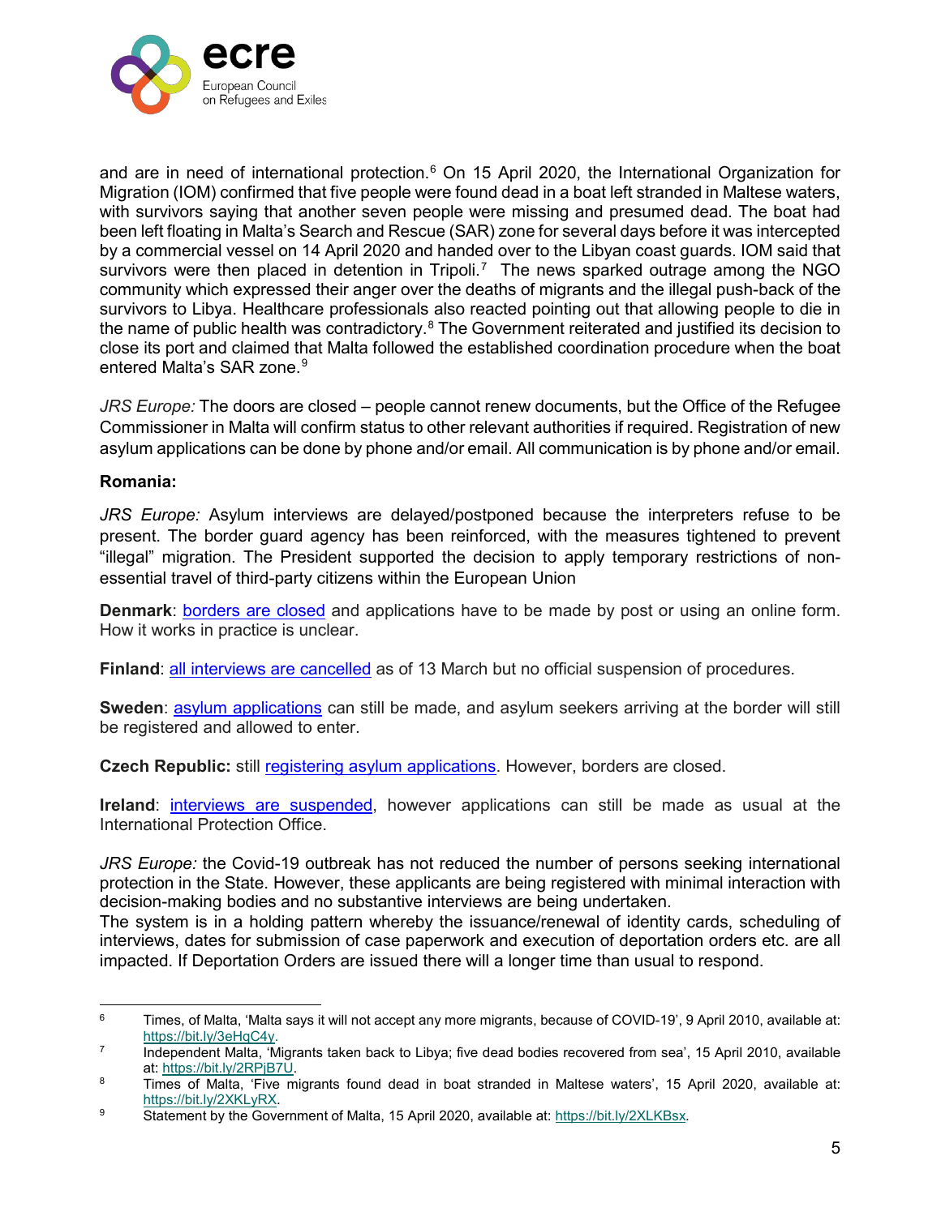and are in need of international protection.[6] On 15 April 2020, the International Organization for Migration (IOM) confirmed that five people were found dead in a boat left stranded in Maltese waters, with survivors saying that another seven people were missing and presumed dead. The boat had been left floating in Malta's Search and Rescue (SAR) zone for several days before it was intercepted by a commercial vessel on 14 April 2020 and handed over to the Libyan coast guards. IOM said that survivors were then placed in detention in Tripoli.[7] The news sparked outrage among the NGO community which expressed their anger over the deaths of migrants and the illegal push-back of the survivors to Libya. Healthcare professionals also reacted pointing out that allowing people to die in the name of public health was contradictory.[8] The Government reiterated and justified its decision to close its port and claimed that Malta followed the established coordination procedure when the boat entered Malta's SAR zone.[9]

*JRS Europe:* The doors are closed – people cannot renew documents, but the Office of the Refugee Commissioner in Malta will confirm status to other relevant authorities if required. Registration of new asylum applications can be done by phone and/or email. All communication is by phone and/or email.

**Romania:**

*JRS Europe:* Asylum interviews are delayed/postponed because the interpreters refuse to be present. The border guard agency has been reinforced, with the measures tightened to prevent "illegal" migration. The President supported the decision to apply temporary restrictions of non-essential travel of third-party citizens within the European Union

**Denmark**: borders are closed and applications have to be made by post or using an online form. How it works in practice is unclear.

**Finland**: all interviews are cancelled as of 13 March but no official suspension of procedures.

**Sweden**: asylum applications can still be made, and asylum seekers arriving at the border will still be registered and allowed to enter.

**Czech Republic:** still registering asylum applications. However, borders are closed.

**Ireland**: interviews are suspended, however applications can still be made as usual at the International Protection Office.

*JRS Europe:* the Covid-19 outbreak has not reduced the number of persons seeking international protection in the State. However, these applicants are being registered with minimal interaction with decision-making bodies and no substantive interviews are being undertaken.
The system is in a holding pattern whereby the issuance/renewal of identity cards, scheduling of interviews, dates for submission of case paperwork and execution of deportation orders etc. are all impacted. If Deportation Orders are issued there will a longer time than usual to respond.

---

[6] Times, of Malta, 'Malta says it will not accept any more migrants, because of COVID-19', 9 April 2010, available at: https://bit.ly/3eHqC4y.

[7] Independent Malta, 'Migrants taken back to Libya; five dead bodies recovered from sea', 15 April 2010, available at: https://bit.ly/2RPjB7U.

[8] Times of Malta, 'Five migrants found dead in boat stranded in Maltese waters', 15 April 2020, available at: https://bit.ly/2XKLyRX.

[9] Statement by the Government of Malta, 15 April 2020, available at: https://bit.ly/2XLKBsx.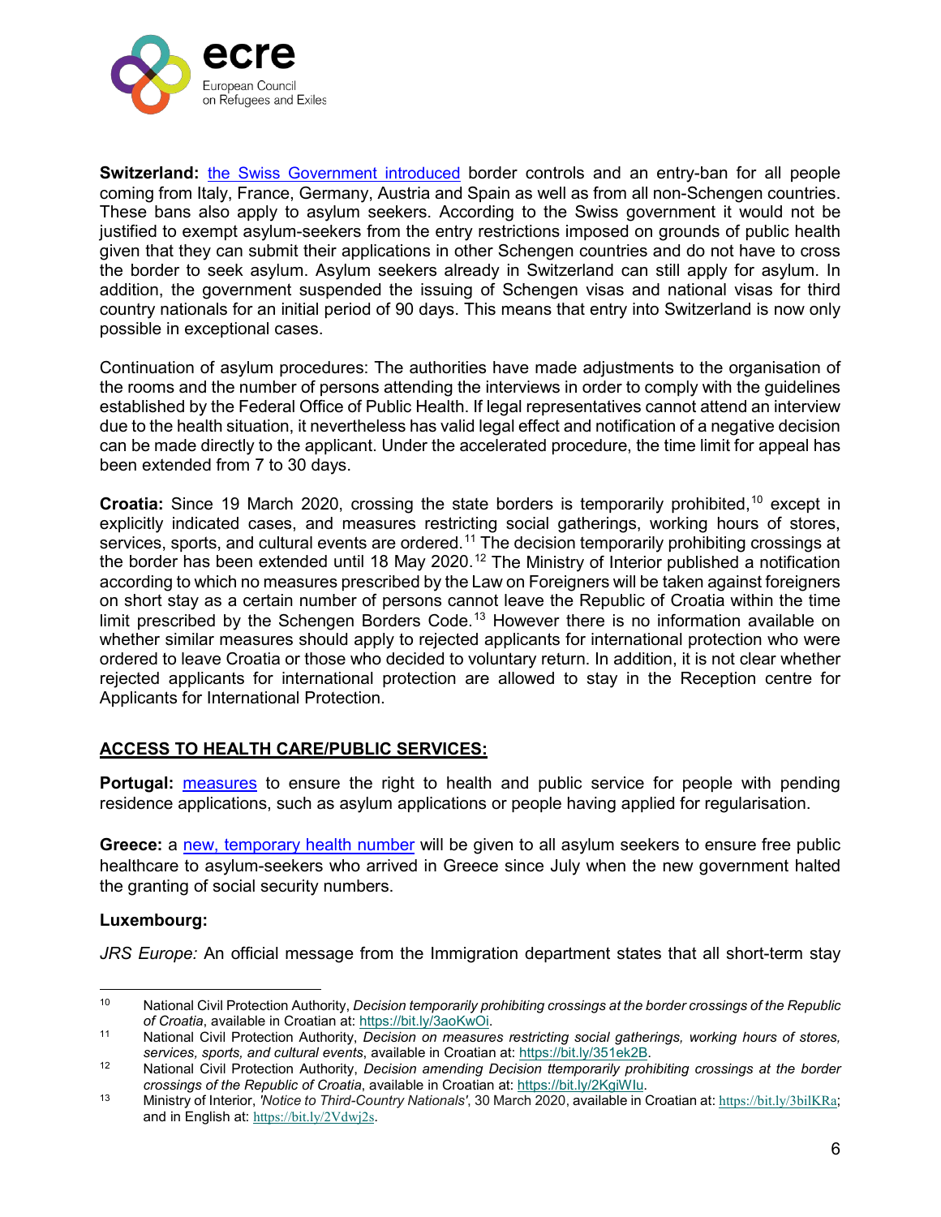**Switzerland:** the Swiss Government introduced border controls and an entry-ban for all people coming from Italy, France, Germany, Austria and Spain as well as from all non-Schengen countries. These bans also apply to asylum seekers. According to the Swiss government it would not be justified to exempt asylum-seekers from the entry restrictions imposed on grounds of public health given that they can submit their applications in other Schengen countries and do not have to cross the border to seek asylum. Asylum seekers already in Switzerland can still apply for asylum. In addition, the government suspended the issuing of Schengen visas and national visas for third country nationals for an initial period of 90 days. This means that entry into Switzerland is now only possible in exceptional cases.

Continuation of asylum procedures: The authorities have made adjustments to the organisation of the rooms and the number of persons attending the interviews in order to comply with the guidelines established by the Federal Office of Public Health. If legal representatives cannot attend an interview due to the health situation, it nevertheless has valid legal effect and notification of a negative decision can be made directly to the applicant. Under the accelerated procedure, the time limit for appeal has been extended from 7 to 30 days.

**Croatia:** Since 19 March 2020, crossing the state borders is temporarily prohibited,[10] except in explicitly indicated cases, and measures restricting social gatherings, working hours of stores, services, sports, and cultural events are ordered.[11] The decision temporarily prohibiting crossings at the border has been extended until 18 May 2020.[12] The Ministry of Interior published a notification according to which no measures prescribed by the Law on Foreigners will be taken against foreigners on short stay as a certain number of persons cannot leave the Republic of Croatia within the time limit prescribed by the Schengen Borders Code.[13] However there is no information available on whether similar measures should apply to rejected applicants for international protection who were ordered to leave Croatia or those who decided to voluntary return. In addition, it is not clear whether rejected applicants for international protection are allowed to stay in the Reception centre for Applicants for International Protection.

## ACCESS TO HEALTH CARE/PUBLIC SERVICES:

**Portugal:** measures to ensure the right to health and public service for people with pending residence applications, such as asylum applications or people having applied for regularisation.

**Greece:** a new, temporary health number will be given to all asylum seekers to ensure free public healthcare to asylum-seekers who arrived in Greece since July when the new government halted the granting of social security numbers.

**Luxembourg:**

*JRS Europe:* An official message from the Immigration department states that all short-term stay

---

[10] National Civil Protection Authority, *Decision temporarily prohibiting crossings at the border crossings of the Republic of Croatia*, available in Croatian at: https://bit.ly/3aoKwOi.

[11] National Civil Protection Authority, *Decision on measures restricting social gatherings, working hours of stores, services, sports, and cultural events*, available in Croatian at: https://bit.ly/351ek2B.

[12] National Civil Protection Authority, *Decision amending Decision ttemporarily prohibiting crossings at the border crossings of the Republic of Croatia*, available in Croatian at: https://bit.ly/2KgiWIu.

[13] Ministry of Interior, *'Notice to Third-Country Nationals'*, 30 March 2020, available in Croatian at: https://bit.ly/3bilKRa; and in English at: https://bit.ly/2Vdwj2s.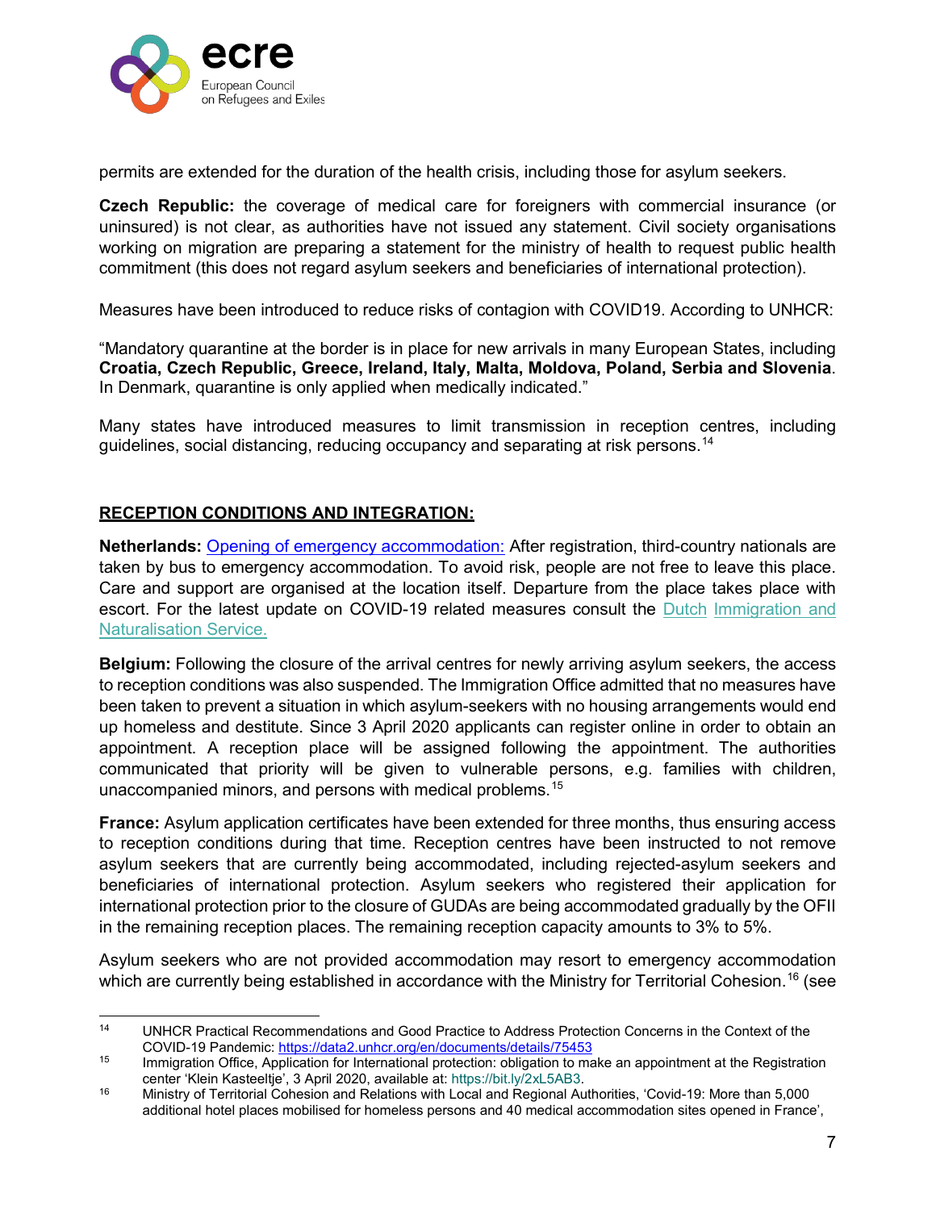permits are extended for the duration of the health crisis, including those for asylum seekers.

**Czech Republic:** the coverage of medical care for foreigners with commercial insurance (or uninsured) is not clear, as authorities have not issued any statement. Civil society organisations working on migration are preparing a statement for the ministry of health to request public health commitment (this does not regard asylum seekers and beneficiaries of international protection).

Measures have been introduced to reduce risks of contagion with COVID19. According to UNHCR:

"Mandatory quarantine at the border is in place for new arrivals in many European States, including **Croatia, Czech Republic, Greece, Ireland, Italy, Malta, Moldova, Poland, Serbia and Slovenia**. In Denmark, quarantine is only applied when medically indicated."

Many states have introduced measures to limit transmission in reception centres, including guidelines, social distancing, reducing occupancy and separating at risk persons.[14]

## RECEPTION CONDITIONS AND INTEGRATION:

**Netherlands:** Opening of emergency accommodation: After registration, third-country nationals are taken by bus to emergency accommodation. To avoid risk, people are not free to leave this place. Care and support are organised at the location itself. Departure from the place takes place with escort. For the latest update on COVID-19 related measures consult the Dutch Immigration and Naturalisation Service.

**Belgium:** Following the closure of the arrival centres for newly arriving asylum seekers, the access to reception conditions was also suspended. The Immigration Office admitted that no measures have been taken to prevent a situation in which asylum-seekers with no housing arrangements would end up homeless and destitute. Since 3 April 2020 applicants can register online in order to obtain an appointment. A reception place will be assigned following the appointment. The authorities communicated that priority will be given to vulnerable persons, e.g. families with children, unaccompanied minors, and persons with medical problems.[15]

**France:** Asylum application certificates have been extended for three months, thus ensuring access to reception conditions during that time. Reception centres have been instructed to not remove asylum seekers that are currently being accommodated, including rejected-asylum seekers and beneficiaries of international protection. Asylum seekers who registered their application for international protection prior to the closure of GUDAs are being accommodated gradually by the OFII in the remaining reception places. The remaining reception capacity amounts to 3% to 5%.

Asylum seekers who are not provided accommodation may resort to emergency accommodation which are currently being established in accordance with the Ministry for Territorial Cohesion.[16] (see

---

[14] UNHCR Practical Recommendations and Good Practice to Address Protection Concerns in the Context of the COVID-19 Pandemic: https://data2.unhcr.org/en/documents/details/75453

[15] Immigration Office, Application for International protection: obligation to make an appointment at the Registration center 'Klein Kasteeltje', 3 April 2020, available at: https://bit.ly/2xL5AB3.

[16] Ministry of Territorial Cohesion and Relations with Local and Regional Authorities, 'Covid-19: More than 5,000 additional hotel places mobilised for homeless persons and 40 medical accommodation sites opened in France',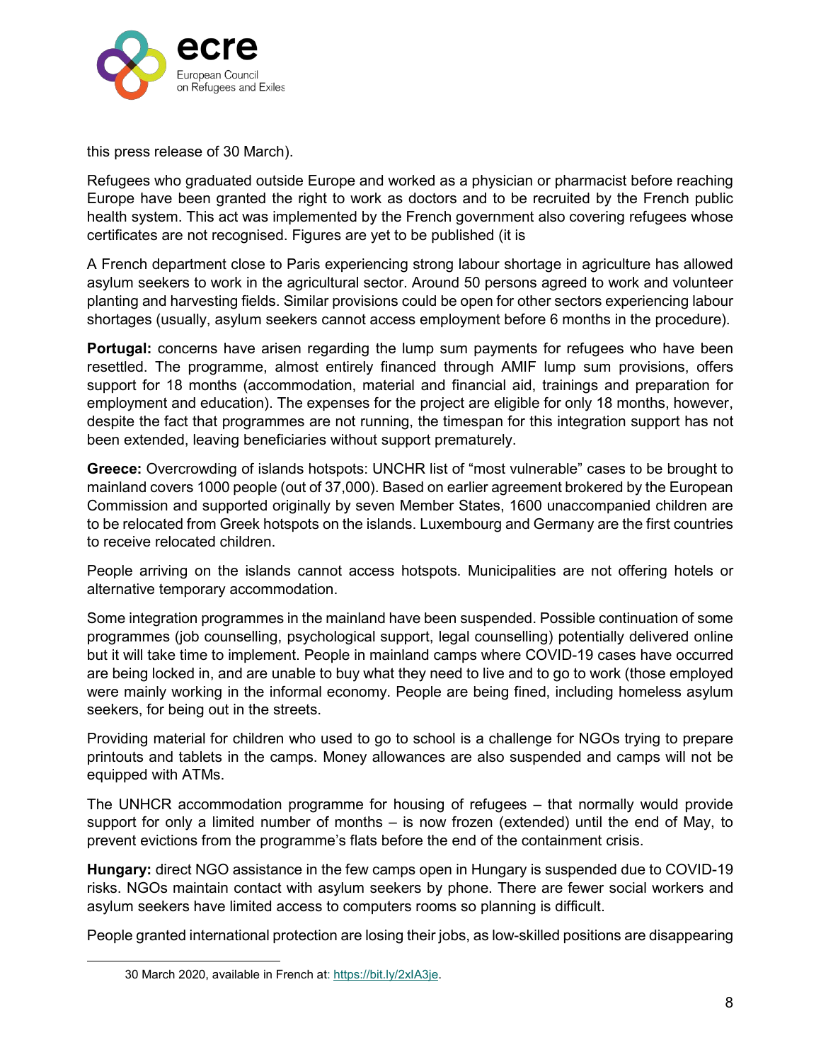this press release of 30 March).

Refugees who graduated outside Europe and worked as a physician or pharmacist before reaching Europe have been granted the right to work as doctors and to be recruited by the French public health system. This act was implemented by the French government also covering refugees whose certificates are not recognised. Figures are yet to be published (it is

A French department close to Paris experiencing strong labour shortage in agriculture has allowed asylum seekers to work in the agricultural sector. Around 50 persons agreed to work and volunteer planting and harvesting fields. Similar provisions could be open for other sectors experiencing labour shortages (usually, asylum seekers cannot access employment before 6 months in the procedure).

**Portugal:** concerns have arisen regarding the lump sum payments for refugees who have been resettled. The programme, almost entirely financed through AMIF lump sum provisions, offers support for 18 months (accommodation, material and financial aid, trainings and preparation for employment and education). The expenses for the project are eligible for only 18 months, however, despite the fact that programmes are not running, the timespan for this integration support has not been extended, leaving beneficiaries without support prematurely.

**Greece:** Overcrowding of islands hotspots: UNCHR list of "most vulnerable" cases to be brought to mainland covers 1000 people (out of 37,000). Based on earlier agreement brokered by the European Commission and supported originally by seven Member States, 1600 unaccompanied children are to be relocated from Greek hotspots on the islands. Luxembourg and Germany are the first countries to receive relocated children.

People arriving on the islands cannot access hotspots. Municipalities are not offering hotels or alternative temporary accommodation.

Some integration programmes in the mainland have been suspended. Possible continuation of some programmes (job counselling, psychological support, legal counselling) potentially delivered online but it will take time to implement. People in mainland camps where COVID-19 cases have occurred are being locked in, and are unable to buy what they need to live and to go to work (those employed were mainly working in the informal economy. People are being fined, including homeless asylum seekers, for being out in the streets.

Providing material for children who used to go to school is a challenge for NGOs trying to prepare printouts and tablets in the camps. Money allowances are also suspended and camps will not be equipped with ATMs.

The UNHCR accommodation programme for housing of refugees – that normally would provide support for only a limited number of months – is now frozen (extended) until the end of May, to prevent evictions from the programme's flats before the end of the containment crisis.

**Hungary:** direct NGO assistance in the few camps open in Hungary is suspended due to COVID-19 risks. NGOs maintain contact with asylum seekers by phone. There are fewer social workers and asylum seekers have limited access to computers rooms so planning is difficult.

People granted international protection are losing their jobs, as low-skilled positions are disappearing

---

30 March 2020, available in French at: https://bit.ly/2xlA3je.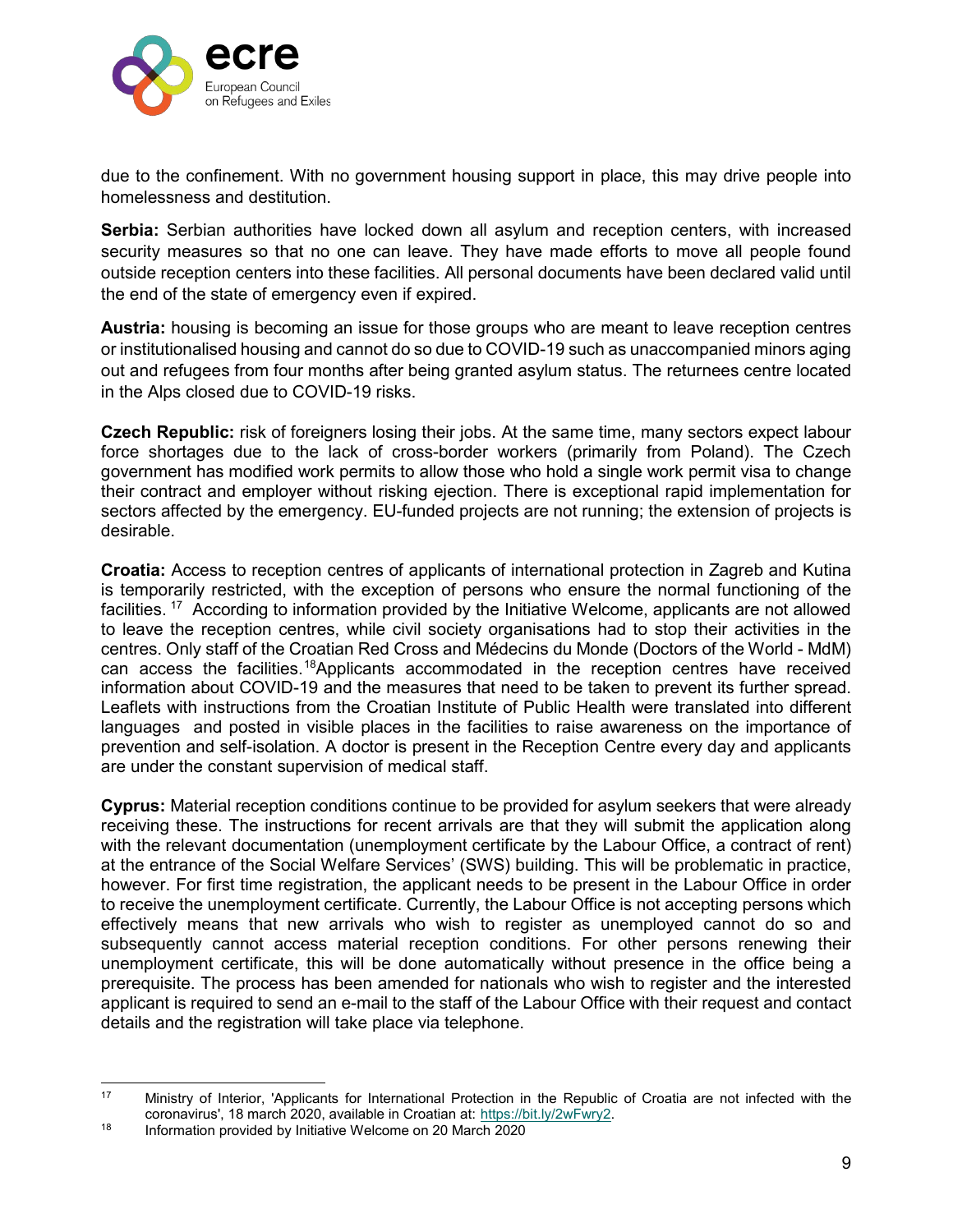due to the confinement. With no government housing support in place, this may drive people into homelessness and destitution.

**Serbia:** Serbian authorities have locked down all asylum and reception centers, with increased security measures so that no one can leave. They have made efforts to move all people found outside reception centers into these facilities. All personal documents have been declared valid until the end of the state of emergency even if expired.

**Austria:** housing is becoming an issue for those groups who are meant to leave reception centres or institutionalised housing and cannot do so due to COVID-19 such as unaccompanied minors aging out and refugees from four months after being granted asylum status. The returnees centre located in the Alps closed due to COVID-19 risks.

**Czech Republic:** risk of foreigners losing their jobs. At the same time, many sectors expect labour force shortages due to the lack of cross-border workers (primarily from Poland). The Czech government has modified work permits to allow those who hold a single work permit visa to change their contract and employer without risking ejection. There is exceptional rapid implementation for sectors affected by the emergency. EU-funded projects are not running; the extension of projects is desirable.

**Croatia:** Access to reception centres of applicants of international protection in Zagreb and Kutina is temporarily restricted, with the exception of persons who ensure the normal functioning of the facilities. [17] According to information provided by the Initiative Welcome, applicants are not allowed to leave the reception centres, while civil society organisations had to stop their activities in the centres. Only staff of the Croatian Red Cross and Médecins du Monde (Doctors of the World - MdM) can access the facilities.[18] Applicants accommodated in the reception centres have received information about COVID-19 and the measures that need to be taken to prevent its further spread. Leaflets with instructions from the Croatian Institute of Public Health were translated into different languages and posted in visible places in the facilities to raise awareness on the importance of prevention and self-isolation. A doctor is present in the Reception Centre every day and applicants are under the constant supervision of medical staff.

**Cyprus:** Material reception conditions continue to be provided for asylum seekers that were already receiving these. The instructions for recent arrivals are that they will submit the application along with the relevant documentation (unemployment certificate by the Labour Office, a contract of rent) at the entrance of the Social Welfare Services' (SWS) building. This will be problematic in practice, however. For first time registration, the applicant needs to be present in the Labour Office in order to receive the unemployment certificate. Currently, the Labour Office is not accepting persons which effectively means that new arrivals who wish to register as unemployed cannot do so and subsequently cannot access material reception conditions. For other persons renewing their unemployment certificate, this will be done automatically without presence in the office being a prerequisite. The process has been amended for nationals who wish to register and the interested applicant is required to send an e-mail to the staff of the Labour Office with their request and contact details and the registration will take place via telephone.

---

[17] Ministry of Interior, 'Applicants for International Protection in the Republic of Croatia are not infected with the coronavirus', 18 march 2020, available in Croatian at: https://bit.ly/2wFwry2.

[18] Information provided by Initiative Welcome on 20 March 2020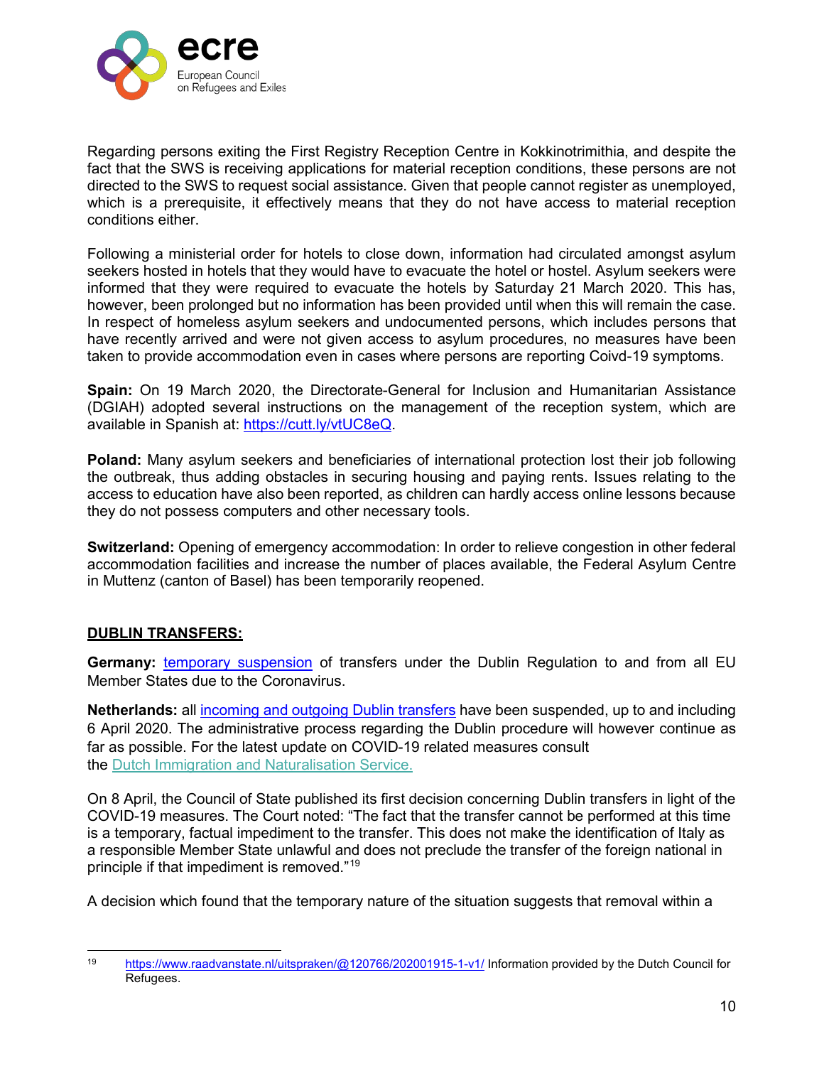Regarding persons exiting the First Registry Reception Centre in Kokkinotrimithia, and despite the fact that the SWS is receiving applications for material reception conditions, these persons are not directed to the SWS to request social assistance. Given that people cannot register as unemployed, which is a prerequisite, it effectively means that they do not have access to material reception conditions either.

Following a ministerial order for hotels to close down, information had circulated amongst asylum seekers hosted in hotels that they would have to evacuate the hotel or hostel. Asylum seekers were informed that they were required to evacuate the hotels by Saturday 21 March 2020. This has, however, been prolonged but no information has been provided until when this will remain the case. In respect of homeless asylum seekers and undocumented persons, which includes persons that have recently arrived and were not given access to asylum procedures, no measures have been taken to provide accommodation even in cases where persons are reporting Coivd-19 symptoms.

**Spain:** On 19 March 2020, the Directorate-General for Inclusion and Humanitarian Assistance (DGIAH) adopted several instructions on the management of the reception system, which are available in Spanish at: https://cutt.ly/vtUC8eQ.

**Poland:** Many asylum seekers and beneficiaries of international protection lost their job following the outbreak, thus adding obstacles in securing housing and paying rents. Issues relating to the access to education have also been reported, as children can hardly access online lessons because they do not possess computers and other necessary tools.

**Switzerland:** Opening of emergency accommodation: In order to relieve congestion in other federal accommodation facilities and increase the number of places available, the Federal Asylum Centre in Muttenz (canton of Basel) has been temporarily reopened.

## DUBLIN TRANSFERS:

**Germany:** temporary suspension of transfers under the Dublin Regulation to and from all EU Member States due to the Coronavirus.

**Netherlands:** all incoming and outgoing Dublin transfers have been suspended, up to and including 6 April 2020. The administrative process regarding the Dublin procedure will however continue as far as possible. For the latest update on COVID-19 related measures consult the Dutch Immigration and Naturalisation Service.

On 8 April, the Council of State published its first decision concerning Dublin transfers in light of the COVID-19 measures. The Court noted: "The fact that the transfer cannot be performed at this time is a temporary, factual impediment to the transfer. This does not make the identification of Italy as a responsible Member State unlawful and does not preclude the transfer of the foreign national in principle if that impediment is removed."[19]

A decision which found that the temporary nature of the situation suggests that removal within a

[19] https://www.raadvanstate.nl/uitspraken/@120766/202001915-1-v1/ Information provided by the Dutch Council for Refugees.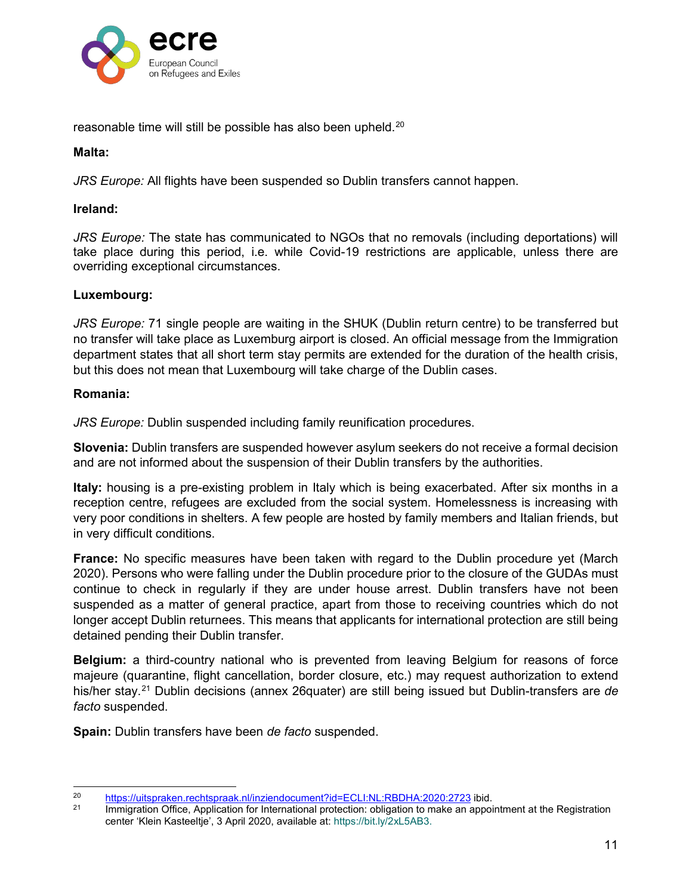reasonable time will still be possible has also been upheld.[20]

**Malta:**

*JRS Europe:* All flights have been suspended so Dublin transfers cannot happen.

**Ireland:**

*JRS Europe:* The state has communicated to NGOs that no removals (including deportations) will take place during this period, i.e. while Covid-19 restrictions are applicable, unless there are overriding exceptional circumstances.

**Luxembourg:**

*JRS Europe:* 71 single people are waiting in the SHUK (Dublin return centre) to be transferred but no transfer will take place as Luxemburg airport is closed. An official message from the Immigration department states that all short term stay permits are extended for the duration of the health crisis, but this does not mean that Luxembourg will take charge of the Dublin cases.

**Romania:**

*JRS Europe:* Dublin suspended including family reunification procedures.

**Slovenia:** Dublin transfers are suspended however asylum seekers do not receive a formal decision and are not informed about the suspension of their Dublin transfers by the authorities.

**Italy:** housing is a pre-existing problem in Italy which is being exacerbated. After six months in a reception centre, refugees are excluded from the social system. Homelessness is increasing with very poor conditions in shelters. A few people are hosted by family members and Italian friends, but in very difficult conditions.

**France:** No specific measures have been taken with regard to the Dublin procedure yet (March 2020). Persons who were falling under the Dublin procedure prior to the closure of the GUDAs must continue to check in regularly if they are under house arrest. Dublin transfers have not been suspended as a matter of general practice, apart from those to receiving countries which do not longer accept Dublin returnees. This means that applicants for international protection are still being detained pending their Dublin transfer.

**Belgium:** a third-country national who is prevented from leaving Belgium for reasons of force majeure (quarantine, flight cancellation, border closure, etc.) may request authorization to extend his/her stay.[21] Dublin decisions (annex 26quater) are still being issued but Dublin-transfers are *de facto* suspended.

**Spain:** Dublin transfers have been *de facto* suspended.

---

[20] https://uitspraken.rechtspraak.nl/inziendocument?id=ECLI:NL:RBDHA:2020:2723 ibid.

[21] Immigration Office, Application for International protection: obligation to make an appointment at the Registration center 'Klein Kasteeltje', 3 April 2020, available at: https://bit.ly/2xL5AB3.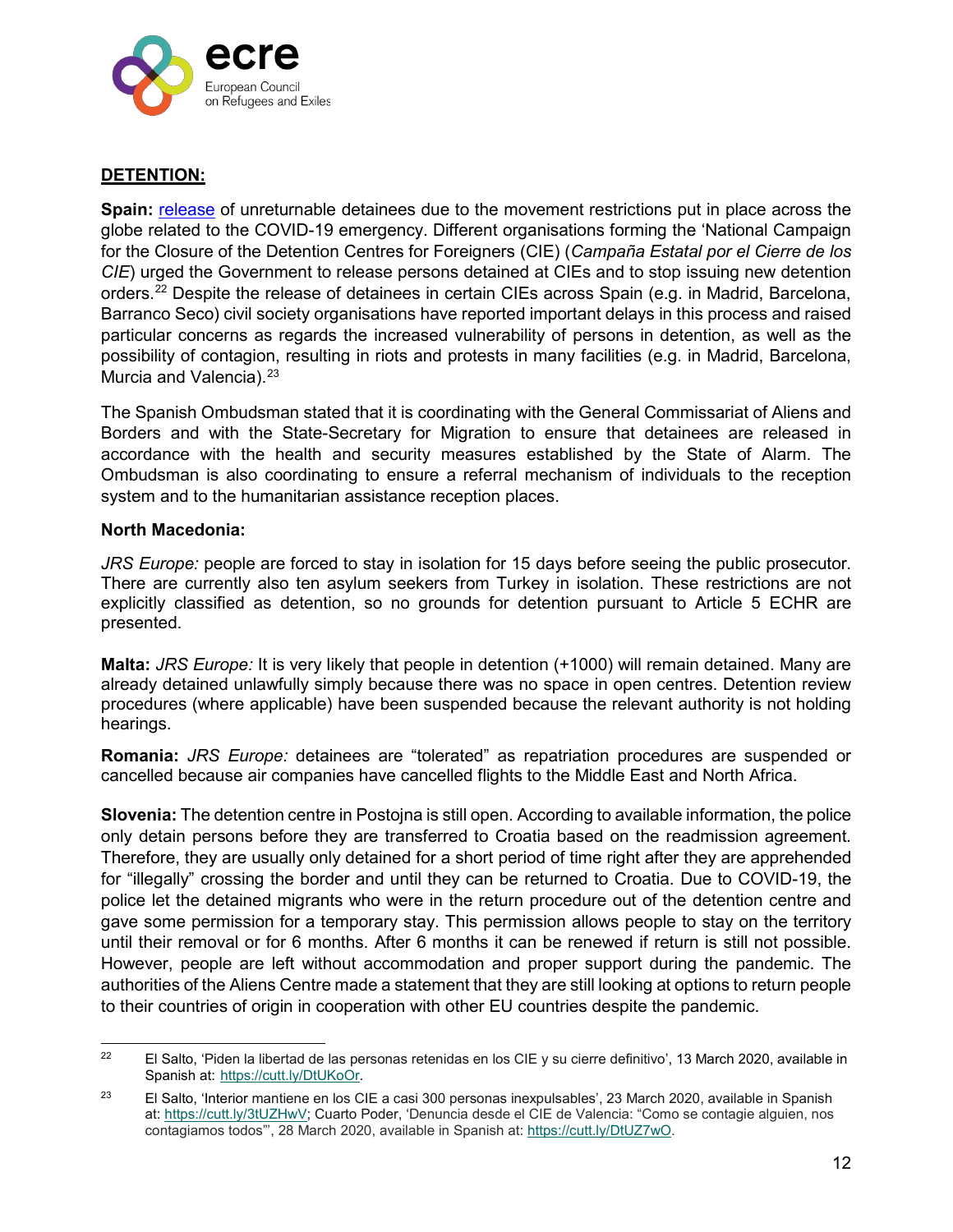**DETENTION:**

**Spain:** release of unreturnable detainees due to the movement restrictions put in place across the globe related to the COVID-19 emergency. Different organisations forming the 'National Campaign for the Closure of the Detention Centres for Foreigners (CIE) (*Campaña Estatal por el Cierre de los CIE*) urged the Government to release persons detained at CIEs and to stop issuing new detention orders.[22] Despite the release of detainees in certain CIEs across Spain (e.g. in Madrid, Barcelona, Barranco Seco) civil society organisations have reported important delays in this process and raised particular concerns as regards the increased vulnerability of persons in detention, as well as the possibility of contagion, resulting in riots and protests in many facilities (e.g. in Madrid, Barcelona, Murcia and Valencia).[23]

The Spanish Ombudsman stated that it is coordinating with the General Commissariat of Aliens and Borders and with the State-Secretary for Migration to ensure that detainees are released in accordance with the health and security measures established by the State of Alarm. The Ombudsman is also coordinating to ensure a referral mechanism of individuals to the reception system and to the humanitarian assistance reception places.

**North Macedonia:**

*JRS Europe:* people are forced to stay in isolation for 15 days before seeing the public prosecutor. There are currently also ten asylum seekers from Turkey in isolation. These restrictions are not explicitly classified as detention, so no grounds for detention pursuant to Article 5 ECHR are presented.

**Malta:** *JRS Europe:* It is very likely that people in detention (+1000) will remain detained. Many are already detained unlawfully simply because there was no space in open centres. Detention review procedures (where applicable) have been suspended because the relevant authority is not holding hearings.

**Romania:** *JRS Europe:* detainees are "tolerated" as repatriation procedures are suspended or cancelled because air companies have cancelled flights to the Middle East and North Africa.

**Slovenia:** The detention centre in Postojna is still open. According to available information, the police only detain persons before they are transferred to Croatia based on the readmission agreement. Therefore, they are usually only detained for a short period of time right after they are apprehended for "illegally" crossing the border and until they can be returned to Croatia. Due to COVID-19, the police let the detained migrants who were in the return procedure out of the detention centre and gave some permission for a temporary stay. This permission allows people to stay on the territory until their removal or for 6 months. After 6 months it can be renewed if return is still not possible. However, people are left without accommodation and proper support during the pandemic. The authorities of the Aliens Centre made a statement that they are still looking at options to return people to their countries of origin in cooperation with other EU countries despite the pandemic.

---

[22] El Salto, 'Piden la libertad de las personas retenidas en los CIE y su cierre definitivo', 13 March 2020, available in Spanish at: https://cutt.ly/DtUKoOr.

[23] El Salto, 'Interior mantiene en los CIE a casi 300 personas inexpulsables', 23 March 2020, available in Spanish at: https://cutt.ly/3tUZHwV; Cuarto Poder, 'Denuncia desde el CIE de Valencia: "Como se contagie alguien, nos contagiamos todos"', 28 March 2020, available in Spanish at: https://cutt.ly/DtUZ7wO.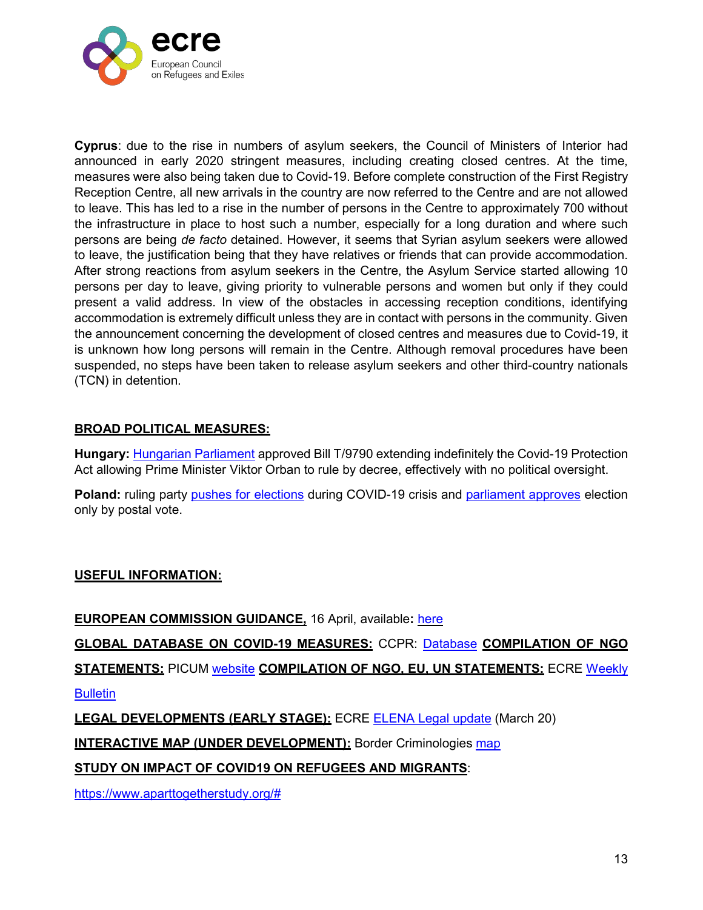**Cyprus**: due to the rise in numbers of asylum seekers, the Council of Ministers of Interior had announced in early 2020 stringent measures, including creating closed centres. At the time, measures were also being taken due to Covid-19. Before complete construction of the First Registry Reception Centre, all new arrivals in the country are now referred to the Centre and are not allowed to leave. This has led to a rise in the number of persons in the Centre to approximately 700 without the infrastructure in place to host such a number, especially for a long duration and where such persons are being *de facto* detained. However, it seems that Syrian asylum seekers were allowed to leave, the justification being that they have relatives or friends that can provide accommodation. After strong reactions from asylum seekers in the Centre, the Asylum Service started allowing 10 persons per day to leave, giving priority to vulnerable persons and women but only if they could present a valid address. In view of the obstacles in accessing reception conditions, identifying accommodation is extremely difficult unless they are in contact with persons in the community. Given the announcement concerning the development of closed centres and measures due to Covid-19, it is unknown how long persons will remain in the Centre. Although removal procedures have been suspended, no steps have been taken to release asylum seekers and other third-country nationals (TCN) in detention.

## BROAD POLITICAL MEASURES:

**Hungary:** Hungarian Parliament approved Bill T/9790 extending indefinitely the Covid-19 Protection Act allowing Prime Minister Viktor Orban to rule by decree, effectively with no political oversight.

**Poland:** ruling party pushes for elections during COVID-19 crisis and parliament approves election only by postal vote.

## USEFUL INFORMATION:

**EUROPEAN COMMISSION GUIDANCE,** 16 April, available**:** here

**GLOBAL DATABASE ON COVID-19 MEASURES:** CCPR: Database **COMPILATION OF NGO STATEMENTS:** PICUM website **COMPILATION OF NGO, EU, UN STATEMENTS:** ECRE Weekly Bulletin

**LEGAL DEVELOPMENTS (EARLY STAGE):** ECRE ELENA Legal update (March 20)

**INTERACTIVE MAP (UNDER DEVELOPMENT):** Border Criminologies map

**STUDY ON IMPACT OF COVID19 ON REFUGEES AND MIGRANTS**:

https://www.aparttogetherstudy.org/#